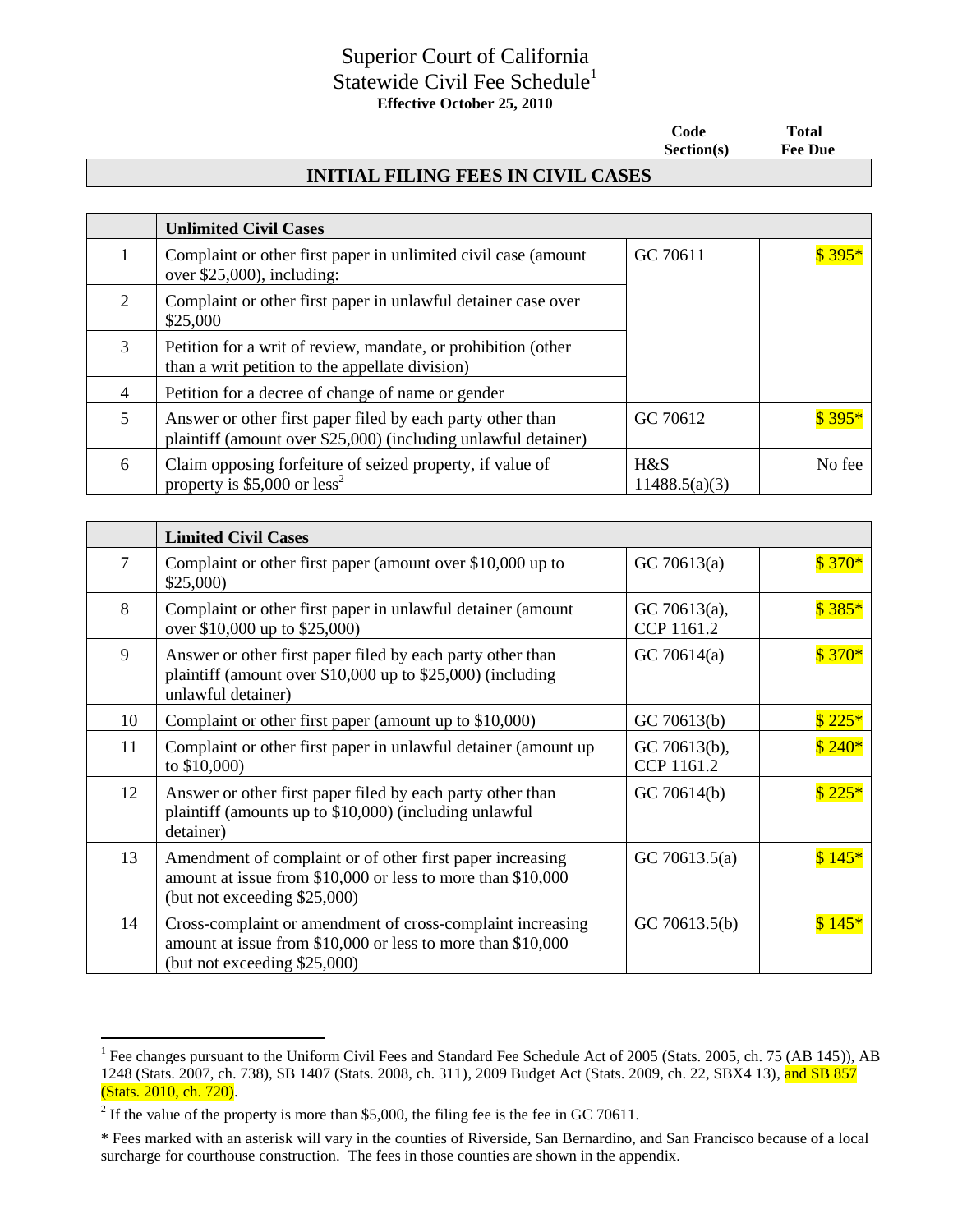# Superior Court of California
## Statewide Civil Fee Schedule[1]
**Effective October 25, 2010**

## INITIAL FILING FEES IN CIVIL CASES

| | **Unlimited Civil Cases** | **Code Section(s)** | **Total Fee Due** |
|---|---|---|---|
| 1 | Complaint or other first paper in unlimited civil case (amount over $25,000), including: | GC 70611 | $ 395* |
| 2 | Complaint or other first paper in unlawful detainer case over $25,000 | | |
| 3 | Petition for a writ of review, mandate, or prohibition (other than a writ petition to the appellate division) | | |
| 4 | Petition for a decree of change of name or gender | | |
| 5 | Answer or other first paper filed by each party other than plaintiff (amount over $25,000) (including unlawful detainer) | GC 70612 | $ 395* |
| 6 | Claim opposing forfeiture of seized property, if value of property is $5,000 or less[2] | H&S 11488.5(a)(3) | No fee |

| | **Limited Civil Cases** | **Code Section(s)** | **Total Fee Due** |
|---|---|---|---|
| 7 | Complaint or other first paper (amount over $10,000 up to $25,000) | GC 70613(a) | $ 370* |
| 8 | Complaint or other first paper in unlawful detainer (amount over $10,000 up to $25,000) | GC 70613(a), CCP 1161.2 | $ 385* |
| 9 | Answer or other first paper filed by each party other than plaintiff (amount over $10,000 up to $25,000) (including unlawful detainer) | GC 70614(a) | $ 370* |
| 10 | Complaint or other first paper (amount up to $10,000) | GC 70613(b) | $ 225* |
| 11 | Complaint or other first paper in unlawful detainer (amount up to $10,000) | GC 70613(b), CCP 1161.2 | $ 240* |
| 12 | Answer or other first paper filed by each party other than plaintiff (amounts up to $10,000) (including unlawful detainer) | GC 70614(b) | $ 225* |
| 13 | Amendment of complaint or of other first paper increasing amount at issue from $10,000 or less to more than $10,000 (but not exceeding $25,000) | GC 70613.5(a) | $ 145* |
| 14 | Cross-complaint or amendment of cross-complaint increasing amount at issue from $10,000 or less to more than $10,000 (but not exceeding $25,000) | GC 70613.5(b) | $ 145* |

[1] Fee changes pursuant to the Uniform Civil Fees and Standard Fee Schedule Act of 2005 (Stats. 2005, ch. 75 (AB 145)), AB 1248 (Stats. 2007, ch. 738), SB 1407 (Stats. 2008, ch. 311), 2009 Budget Act (Stats. 2009, ch. 22, SBX4 13), and SB 857 (Stats. 2010, ch. 720).

[2] If the value of the property is more than $5,000, the filing fee is the fee in GC 70611.

* Fees marked with an asterisk will vary in the counties of Riverside, San Bernardino, and San Francisco because of a local surcharge for courthouse construction. The fees in those counties are shown in the appendix.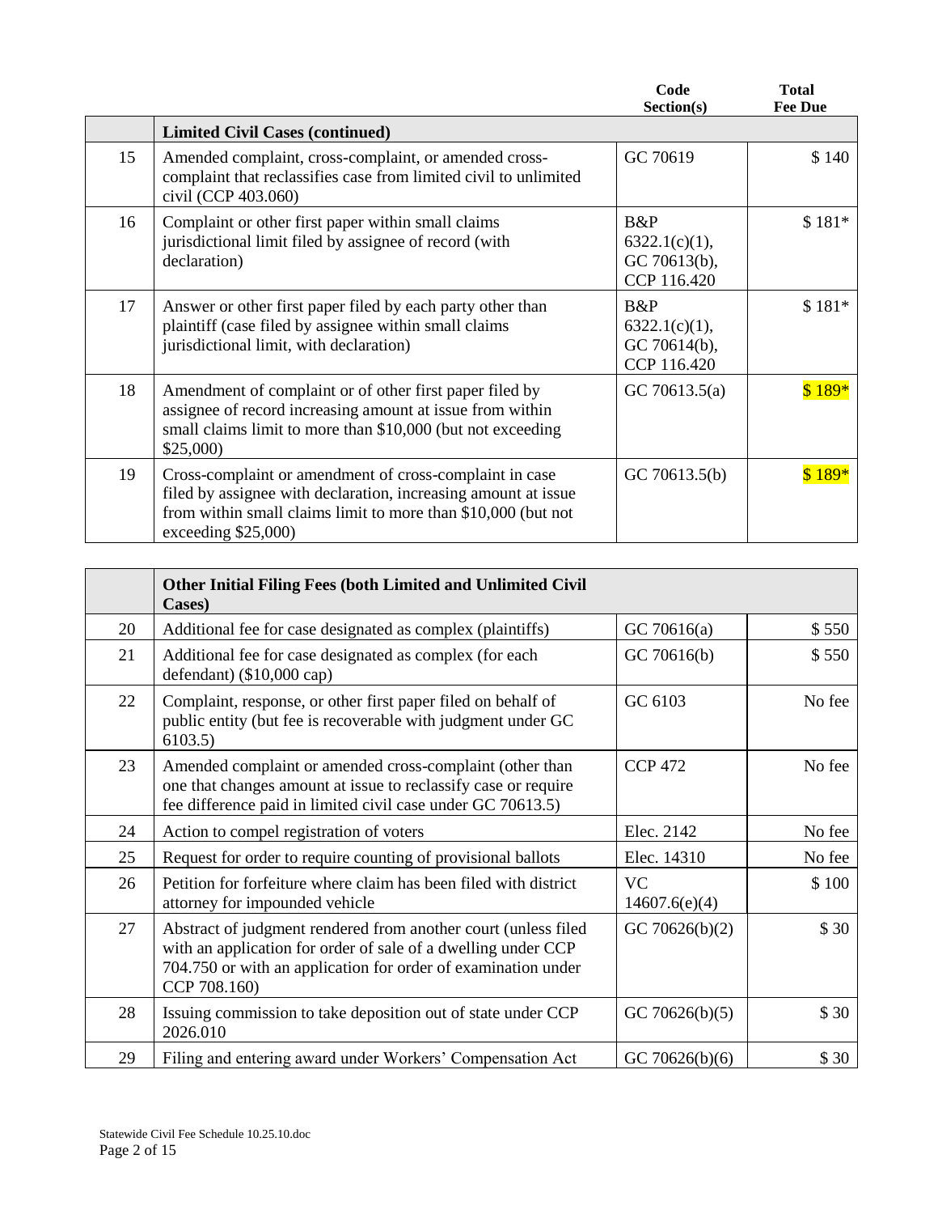| | | Code Section(s) | Total Fee Due |
|---|---|---|---|
| | **Limited Civil Cases (continued)** | | |
| 15 | Amended complaint, cross-complaint, or amended cross-complaint that reclassifies case from limited civil to unlimited civil (CCP 403.060) | GC 70619 | $ 140 |
| 16 | Complaint or other first paper within small claims jurisdictional limit filed by assignee of record (with declaration) | B&P 6322.1(c)(1), GC 70613(b), CCP 116.420 | $ 181* |
| 17 | Answer or other first paper filed by each party other than plaintiff (case filed by assignee within small claims jurisdictional limit, with declaration) | B&P 6322.1(c)(1), GC 70614(b), CCP 116.420 | $ 181* |
| 18 | Amendment of complaint or of other first paper filed by assignee of record increasing amount at issue from within small claims limit to more than $10,000 (but not exceeding $25,000) | GC 70613.5(a) | $ 189* |
| 19 | Cross-complaint or amendment of cross-complaint in case filed by assignee with declaration, increasing amount at issue from within small claims limit to more than $10,000 (but not exceeding $25,000) | GC 70613.5(b) | $ 189* |

| | **Other Initial Filing Fees (both Limited and Unlimited Civil Cases)** | | |
|---|---|---|---|
| 20 | Additional fee for case designated as complex (plaintiffs) | GC 70616(a) | $ 550 |
| 21 | Additional fee for case designated as complex (for each defendant) ($10,000 cap) | GC 70616(b) | $ 550 |
| 22 | Complaint, response, or other first paper filed on behalf of public entity (but fee is recoverable with judgment under GC 6103.5) | GC 6103 | No fee |
| 23 | Amended complaint or amended cross-complaint (other than one that changes amount at issue to reclassify case or require fee difference paid in limited civil case under GC 70613.5) | CCP 472 | No fee |
| 24 | Action to compel registration of voters | Elec. 2142 | No fee |
| 25 | Request for order to require counting of provisional ballots | Elec. 14310 | No fee |
| 26 | Petition for forfeiture where claim has been filed with district attorney for impounded vehicle | VC 14607.6(e)(4) | $ 100 |
| 27 | Abstract of judgment rendered from another court (unless filed with an application for order of sale of a dwelling under CCP 704.750 or with an application for order of examination under CCP 708.160) | GC 70626(b)(2) | $ 30 |
| 28 | Issuing commission to take deposition out of state under CCP 2026.010 | GC 70626(b)(5) | $ 30 |
| 29 | Filing and entering award under Workers' Compensation Act | GC 70626(b)(6) | $ 30 |

Statewide Civil Fee Schedule 10.25.10.doc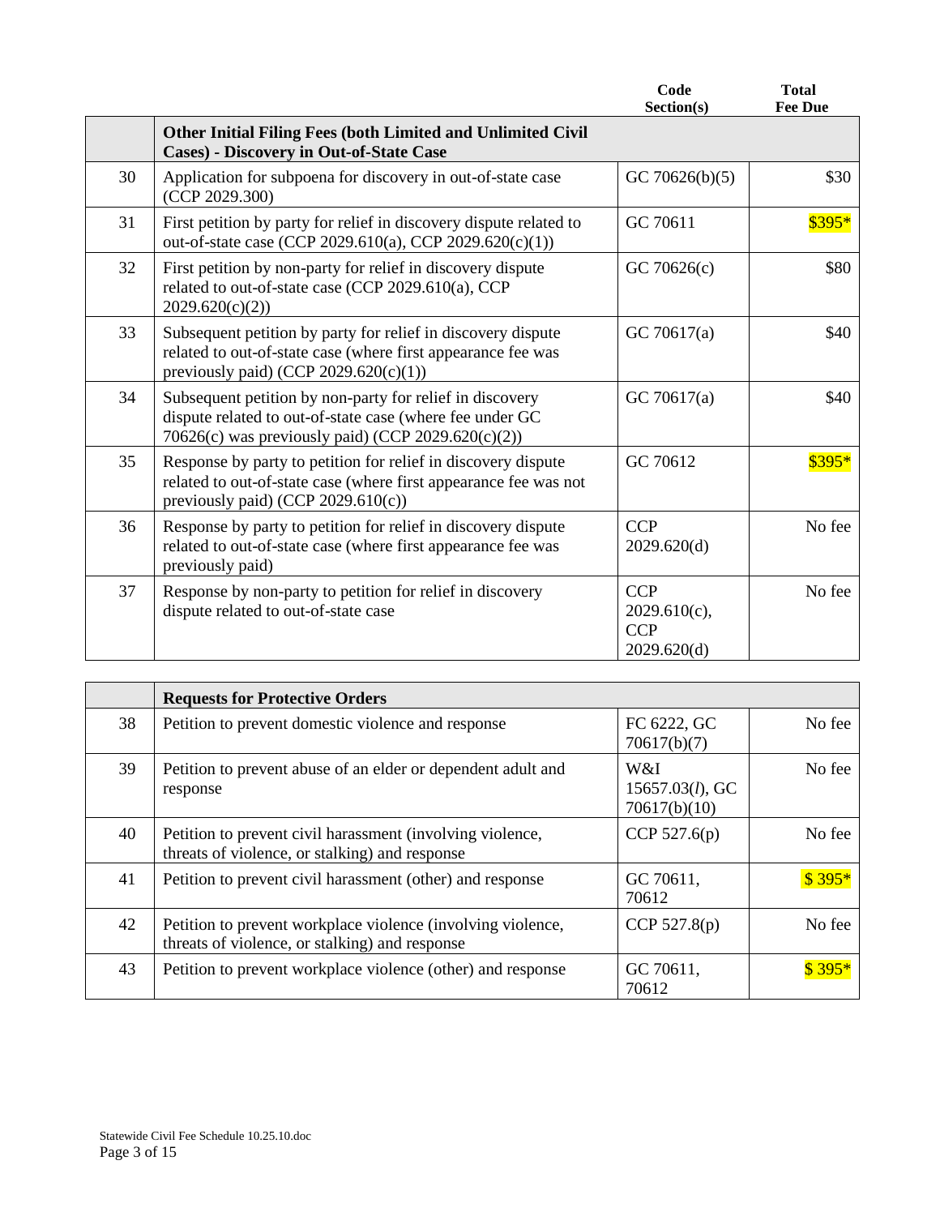| | | Code Section(s) | Total Fee Due |
|---|---|---|---|
| | **Other Initial Filing Fees (both Limited and Unlimited Civil Cases) - Discovery in Out-of-State Case** | | |
| 30 | Application for subpoena for discovery in out-of-state case (CCP 2029.300) | GC 70626(b)(5) | $30 |
| 31 | First petition by party for relief in discovery dispute related to out-of-state case (CCP 2029.610(a), CCP 2029.620(c)(1)) | GC 70611 | $395* |
| 32 | First petition by non-party for relief in discovery dispute related to out-of-state case (CCP 2029.610(a), CCP 2029.620(c)(2)) | GC 70626(c) | $80 |
| 33 | Subsequent petition by party for relief in discovery dispute related to out-of-state case (where first appearance fee was previously paid) (CCP 2029.620(c)(1)) | GC 70617(a) | $40 |
| 34 | Subsequent petition by non-party for relief in discovery dispute related to out-of-state case (where fee under GC 70626(c) was previously paid) (CCP 2029.620(c)(2)) | GC 70617(a) | $40 |
| 35 | Response by party to petition for relief in discovery dispute related to out-of-state case (where first appearance fee was not previously paid) (CCP 2029.610(c)) | GC 70612 | $395* |
| 36 | Response by party to petition for relief in discovery dispute related to out-of-state case (where first appearance fee was previously paid) | CCP 2029.620(d) | No fee |
| 37 | Response by non-party to petition for relief in discovery dispute related to out-of-state case | CCP 2029.610(c), CCP 2029.620(d) | No fee |

| | | | |
|---|---|---|---|
| | **Requests for Protective Orders** | | |
| 38 | Petition to prevent domestic violence and response | FC 6222, GC 70617(b)(7) | No fee |
| 39 | Petition to prevent abuse of an elder or dependent adult and response | W&I 15657.03(*l*), GC 70617(b)(10) | No fee |
| 40 | Petition to prevent civil harassment (involving violence, threats of violence, or stalking) and response | CCP 527.6(p) | No fee |
| 41 | Petition to prevent civil harassment (other) and response | GC 70611, 70612 | $ 395* |
| 42 | Petition to prevent workplace violence (involving violence, threats of violence, or stalking) and response | CCP 527.8(p) | No fee |
| 43 | Petition to prevent workplace violence (other) and response | GC 70611, 70612 | $ 395* |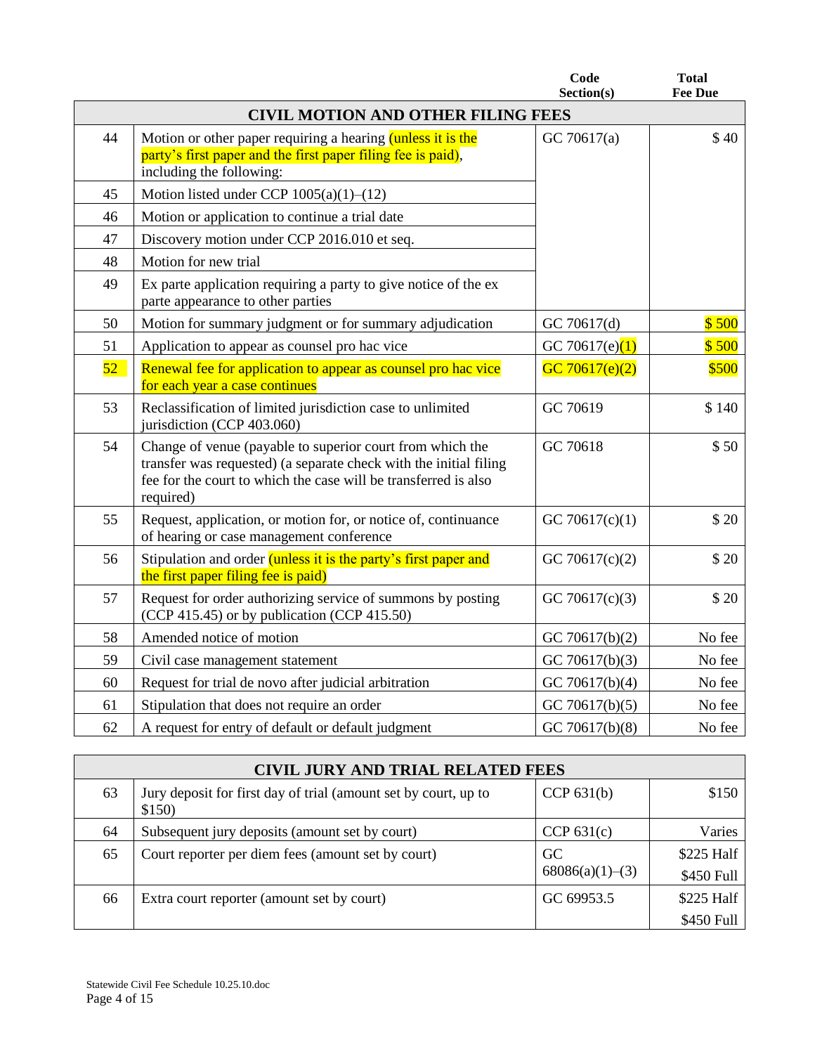| | | Code Section(s) | Total Fee Due |
|---|---|---|---|
| | **CIVIL MOTION AND OTHER FILING FEES** | | |
| 44 | Motion or other paper requiring a hearing (unless it is the party's first paper and the first paper filing fee is paid), including the following: | GC 70617(a) | $ 40 |
| 45 | Motion listed under CCP 1005(a)(1)–(12) | | |
| 46 | Motion or application to continue a trial date | | |
| 47 | Discovery motion under CCP 2016.010 et seq. | | |
| 48 | Motion for new trial | | |
| 49 | Ex parte application requiring a party to give notice of the ex parte appearance to other parties | | |
| 50 | Motion for summary judgment or for summary adjudication | GC 70617(d) | $ 500 |
| 51 | Application to appear as counsel pro hac vice | GC 70617(e)(1) | $ 500 |
| 52 | Renewal fee for application to appear as counsel pro hac vice for each year a case continues | GC 70617(e)(2) | $500 |
| 53 | Reclassification of limited jurisdiction case to unlimited jurisdiction (CCP 403.060) | GC 70619 | $ 140 |
| 54 | Change of venue (payable to superior court from which the transfer was requested) (a separate check with the initial filing fee for the court to which the case will be transferred is also required) | GC 70618 | $ 50 |
| 55 | Request, application, or motion for, or notice of, continuance of hearing or case management conference | GC 70617(c)(1) | $ 20 |
| 56 | Stipulation and order (unless it is the party's first paper and the first paper filing fee is paid) | GC 70617(c)(2) | $ 20 |
| 57 | Request for order authorizing service of summons by posting (CCP 415.45) or by publication (CCP 415.50) | GC 70617(c)(3) | $ 20 |
| 58 | Amended notice of motion | GC 70617(b)(2) | No fee |
| 59 | Civil case management statement | GC 70617(b)(3) | No fee |
| 60 | Request for trial de novo after judicial arbitration | GC 70617(b)(4) | No fee |
| 61 | Stipulation that does not require an order | GC 70617(b)(5) | No fee |
| 62 | A request for entry of default or default judgment | GC 70617(b)(8) | No fee |

| | **CIVIL JURY AND TRIAL RELATED FEES** | | |
|---|---|---|---|
| 63 | Jury deposit for first day of trial (amount set by court, up to $150) | CCP 631(b) | $150 |
| 64 | Subsequent jury deposits (amount set by court) | CCP 631(c) | Varies |
| 65 | Court reporter per diem fees (amount set by court) | GC 68086(a)(1)–(3) | $225 Half<br>$450 Full |
| 66 | Extra court reporter (amount set by court) | GC 69953.5 | $225 Half<br>$450 Full |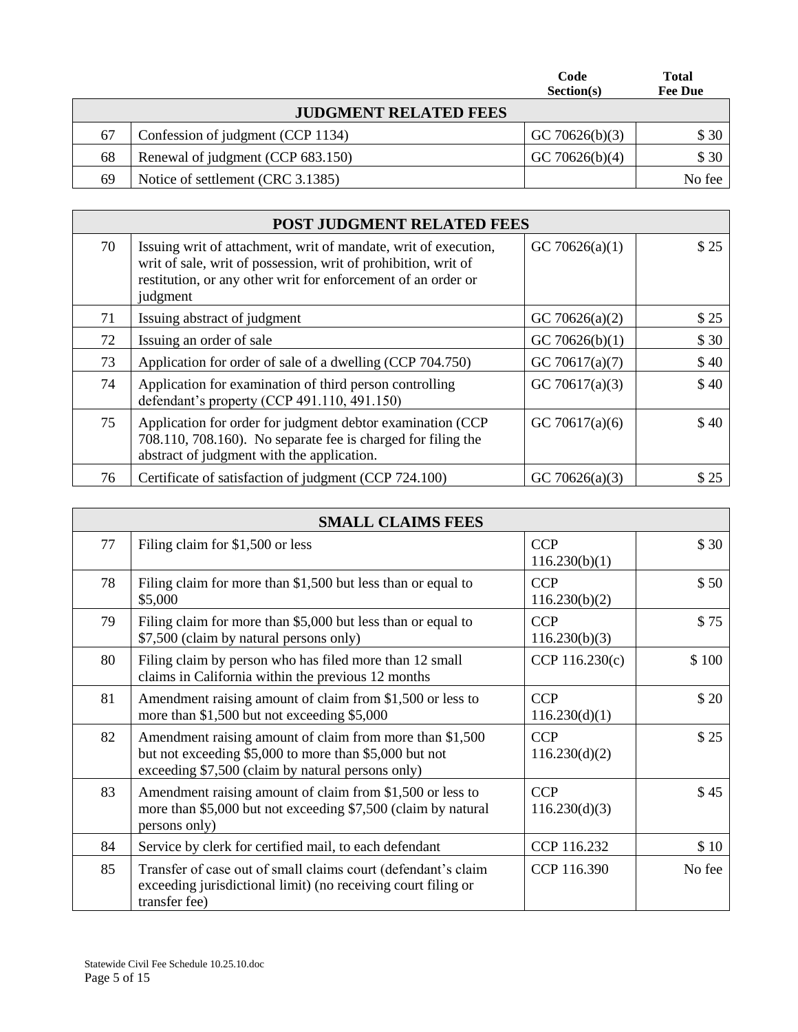| | | Code Section(s) | Total Fee Due |
|---|---|---|---|
| | **JUDGMENT RELATED FEES** | | |
| 67 | Confession of judgment (CCP 1134) | GC 70626(b)(3) | $ 30 |
| 68 | Renewal of judgment (CCP 683.150) | GC 70626(b)(4) | $ 30 |
| 69 | Notice of settlement (CRC 3.1385) | | No fee |

| | **POST JUDGMENT RELATED FEES** | | |
|---|---|---|---|
| 70 | Issuing writ of attachment, writ of mandate, writ of execution, writ of sale, writ of possession, writ of prohibition, writ of restitution, or any other writ for enforcement of an order or judgment | GC 70626(a)(1) | $ 25 |
| 71 | Issuing abstract of judgment | GC 70626(a)(2) | $ 25 |
| 72 | Issuing an order of sale | GC 70626(b)(1) | $ 30 |
| 73 | Application for order of sale of a dwelling (CCP 704.750) | GC 70617(a)(7) | $ 40 |
| 74 | Application for examination of third person controlling defendant's property (CCP 491.110, 491.150) | GC 70617(a)(3) | $ 40 |
| 75 | Application for order for judgment debtor examination (CCP 708.110, 708.160). No separate fee is charged for filing the abstract of judgment with the application. | GC 70617(a)(6) | $ 40 |
| 76 | Certificate of satisfaction of judgment (CCP 724.100) | GC 70626(a)(3) | $ 25 |

| | **SMALL CLAIMS FEES** | | |
|---|---|---|---|
| 77 | Filing claim for $1,500 or less | CCP 116.230(b)(1) | $ 30 |
| 78 | Filing claim for more than $1,500 but less than or equal to $5,000 | CCP 116.230(b)(2) | $ 50 |
| 79 | Filing claim for more than $5,000 but less than or equal to $7,500 (claim by natural persons only) | CCP 116.230(b)(3) | $ 75 |
| 80 | Filing claim by person who has filed more than 12 small claims in California within the previous 12 months | CCP 116.230(c) | $ 100 |
| 81 | Amendment raising amount of claim from $1,500 or less to more than $1,500 but not exceeding $5,000 | CCP 116.230(d)(1) | $ 20 |
| 82 | Amendment raising amount of claim from more than $1,500 but not exceeding $5,000 to more than $5,000 but not exceeding $7,500 (claim by natural persons only) | CCP 116.230(d)(2) | $ 25 |
| 83 | Amendment raising amount of claim from $1,500 or less to more than $5,000 but not exceeding $7,500 (claim by natural persons only) | CCP 116.230(d)(3) | $ 45 |
| 84 | Service by clerk for certified mail, to each defendant | CCP 116.232 | $ 10 |
| 85 | Transfer of case out of small claims court (defendant's claim exceeding jurisdictional limit) (no receiving court filing or transfer fee) | CCP 116.390 | No fee |

Statewide Civil Fee Schedule 10.25.10.doc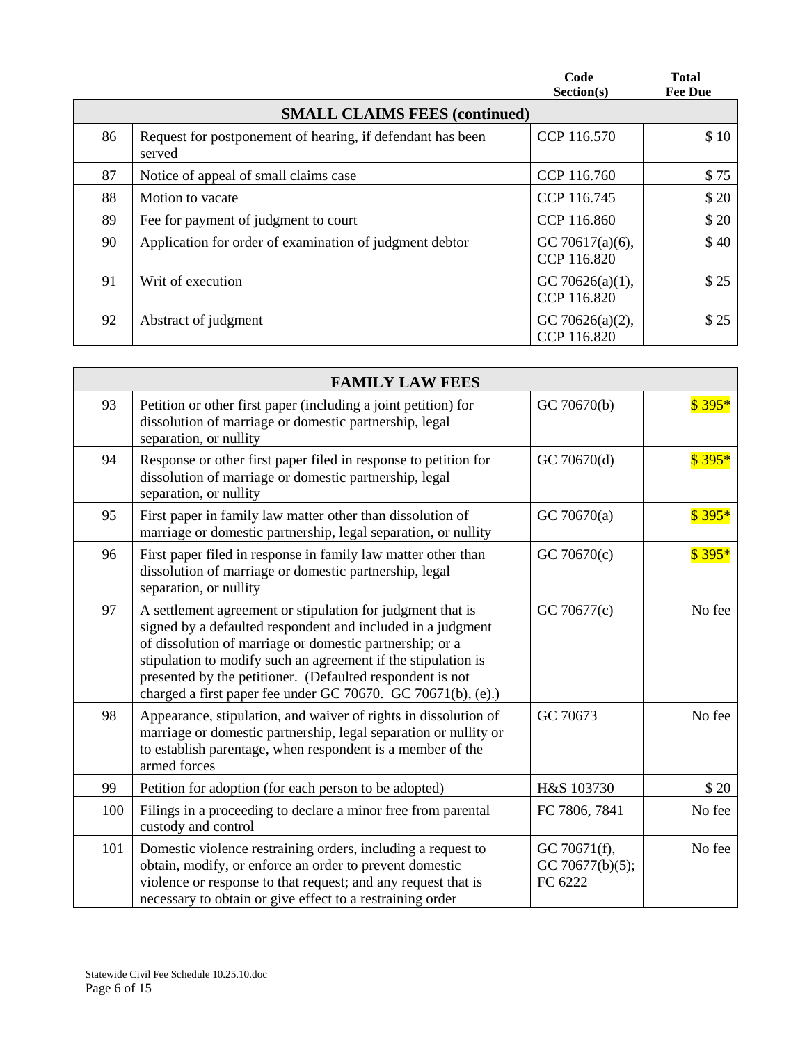| | | Code Section(s) | Total Fee Due |
|---|---|---|---|
| | **SMALL CLAIMS FEES (continued)** | | |
| 86 | Request for postponement of hearing, if defendant has been served | CCP 116.570 | $ 10 |
| 87 | Notice of appeal of small claims case | CCP 116.760 | $ 75 |
| 88 | Motion to vacate | CCP 116.745 | $ 20 |
| 89 | Fee for payment of judgment to court | CCP 116.860 | $ 20 |
| 90 | Application for order of examination of judgment debtor | GC 70617(a)(6), CCP 116.820 | $ 40 |
| 91 | Writ of execution | GC 70626(a)(1), CCP 116.820 | $ 25 |
| 92 | Abstract of judgment | GC 70626(a)(2), CCP 116.820 | $ 25 |

| | **FAMILY LAW FEES** | | |
|---|---|---|---|
| 93 | Petition or other first paper (including a joint petition) for dissolution of marriage or domestic partnership, legal separation, or nullity | GC 70670(b) | $ 395* |
| 94 | Response or other first paper filed in response to petition for dissolution of marriage or domestic partnership, legal separation, or nullity | GC 70670(d) | $ 395* |
| 95 | First paper in family law matter other than dissolution of marriage or domestic partnership, legal separation, or nullity | GC 70670(a) | $ 395* |
| 96 | First paper filed in response in family law matter other than dissolution of marriage or domestic partnership, legal separation, or nullity | GC 70670(c) | $ 395* |
| 97 | A settlement agreement or stipulation for judgment that is signed by a defaulted respondent and included in a judgment of dissolution of marriage or domestic partnership; or a stipulation to modify such an agreement if the stipulation is presented by the petitioner. (Defaulted respondent is not charged a first paper fee under GC 70670. GC 70671(b), (e).) | GC 70677(c) | No fee |
| 98 | Appearance, stipulation, and waiver of rights in dissolution of marriage or domestic partnership, legal separation or nullity or to establish parentage, when respondent is a member of the armed forces | GC 70673 | No fee |
| 99 | Petition for adoption (for each person to be adopted) | H&S 103730 | $ 20 |
| 100 | Filings in a proceeding to declare a minor free from parental custody and control | FC 7806, 7841 | No fee |
| 101 | Domestic violence restraining orders, including a request to obtain, modify, or enforce an order to prevent domestic violence or response to that request; and any request that is necessary to obtain or give effect to a restraining order | GC 70671(f), GC 70677(b)(5); FC 6222 | No fee |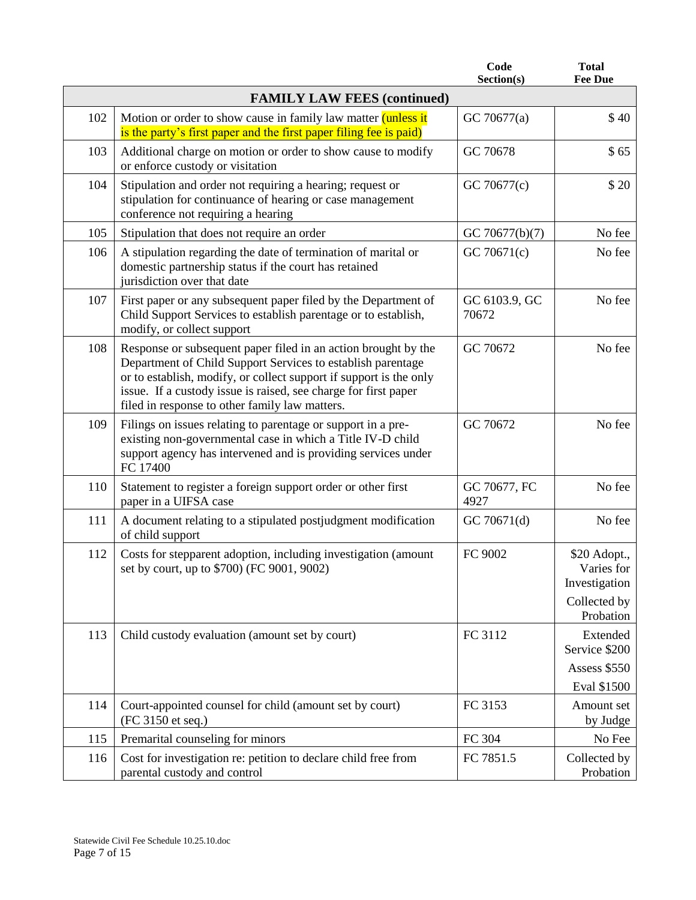| | | Code Section(s) | Total Fee Due |
|---|---|---|---|
| | **FAMILY LAW FEES (continued)** | | |
| 102 | Motion or order to show cause in family law matter (unless it is the party's first paper and the first paper filing fee is paid) | GC 70677(a) | $ 40 |
| 103 | Additional charge on motion or order to show cause to modify or enforce custody or visitation | GC 70678 | $ 65 |
| 104 | Stipulation and order not requiring a hearing; request or stipulation for continuance of hearing or case management conference not requiring a hearing | GC 70677(c) | $ 20 |
| 105 | Stipulation that does not require an order | GC 70677(b)(7) | No fee |
| 106 | A stipulation regarding the date of termination of marital or domestic partnership status if the court has retained jurisdiction over that date | GC 70671(c) | No fee |
| 107 | First paper or any subsequent paper filed by the Department of Child Support Services to establish parentage or to establish, modify, or collect support | GC 6103.9, GC 70672 | No fee |
| 108 | Response or subsequent paper filed in an action brought by the Department of Child Support Services to establish parentage or to establish, modify, or collect support if support is the only issue. If a custody issue is raised, see charge for first paper filed in response to other family law matters. | GC 70672 | No fee |
| 109 | Filings on issues relating to parentage or support in a pre-existing non-governmental case in which a Title IV-D child support agency has intervened and is providing services under FC 17400 | GC 70672 | No fee |
| 110 | Statement to register a foreign support order or other first paper in a UIFSA case | GC 70677, FC 4927 | No fee |
| 111 | A document relating to a stipulated postjudgment modification of child support | GC 70671(d) | No fee |
| 112 | Costs for stepparent adoption, including investigation (amount set by court, up to $700) (FC 9001, 9002) | FC 9002 | $20 Adopt., Varies for Investigation<br>Collected by Probation |
| 113 | Child custody evaluation (amount set by court) | FC 3112 | Extended Service $200<br>Assess $550<br>Eval $1500 |
| 114 | Court-appointed counsel for child (amount set by court) (FC 3150 et seq.) | FC 3153 | Amount set by Judge |
| 115 | Premarital counseling for minors | FC 304 | No Fee |
| 116 | Cost for investigation re: petition to declare child free from parental custody and control | FC 7851.5 | Collected by Probation |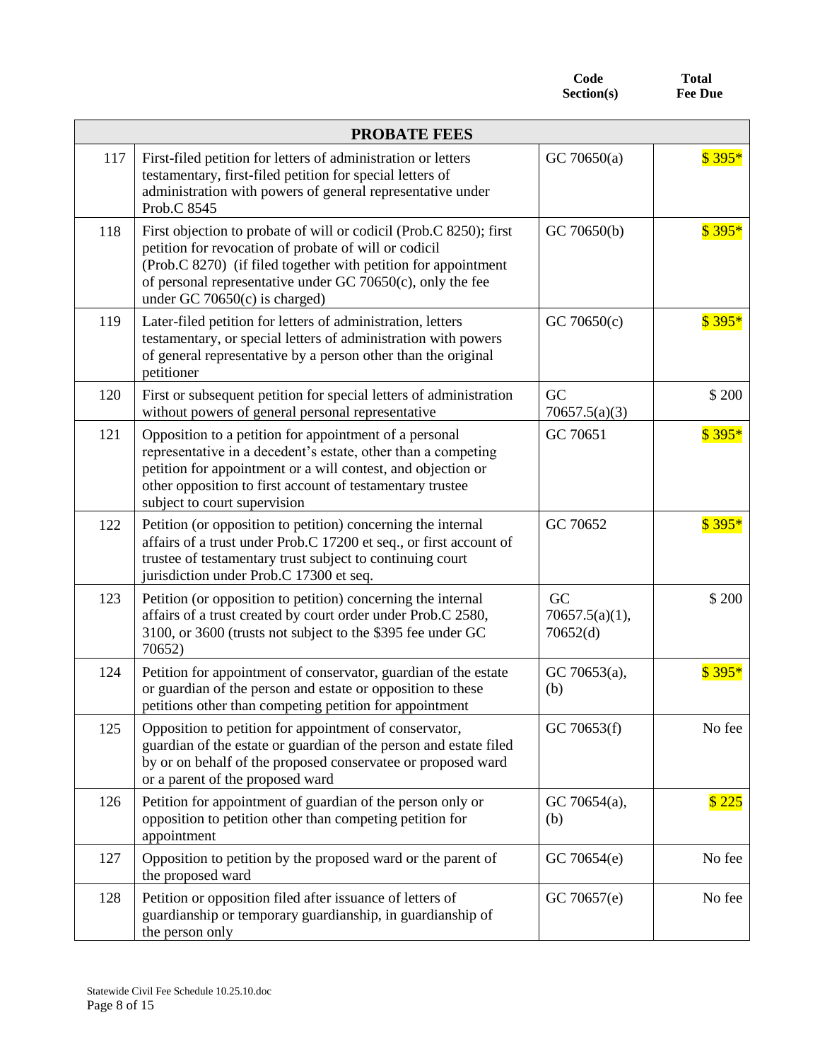| | | Code Section(s) | Total Fee Due |
|---|---|---|---|
| | **PROBATE FEES** | | |
| 117 | First-filed petition for letters of administration or letters testamentary, first-filed petition for special letters of administration with powers of general representative under Prob.C 8545 | GC 70650(a) | $ 395* |
| 118 | First objection to probate of will or codicil (Prob.C 8250); first petition for revocation of probate of will or codicil (Prob.C 8270) (if filed together with petition for appointment of personal representative under GC 70650(c), only the fee under GC 70650(c) is charged) | GC 70650(b) | $ 395* |
| 119 | Later-filed petition for letters of administration, letters testamentary, or special letters of administration with powers of general representative by a person other than the original petitioner | GC 70650(c) | $ 395* |
| 120 | First or subsequent petition for special letters of administration without powers of general personal representative | GC 70657.5(a)(3) | $ 200 |
| 121 | Opposition to a petition for appointment of a personal representative in a decedent's estate, other than a competing petition for appointment or a will contest, and objection or other opposition to first account of testamentary trustee subject to court supervision | GC 70651 | $ 395* |
| 122 | Petition (or opposition to petition) concerning the internal affairs of a trust under Prob.C 17200 et seq., or first account of trustee of testamentary trust subject to continuing court jurisdiction under Prob.C 17300 et seq. | GC 70652 | $ 395* |
| 123 | Petition (or opposition to petition) concerning the internal affairs of a trust created by court order under Prob.C 2580, 3100, or 3600 (trusts not subject to the $395 fee under GC 70652) | GC 70657.5(a)(1), 70652(d) | $ 200 |
| 124 | Petition for appointment of conservator, guardian of the estate or guardian of the person and estate or opposition to these petitions other than competing petition for appointment | GC 70653(a), (b) | $ 395* |
| 125 | Opposition to petition for appointment of conservator, guardian of the estate or guardian of the person and estate filed by or on behalf of the proposed conservatee or proposed ward or a parent of the proposed ward | GC 70653(f) | No fee |
| 126 | Petition for appointment of guardian of the person only or opposition to petition other than competing petition for appointment | GC 70654(a), (b) | $ 225 |
| 127 | Opposition to petition by the proposed ward or the parent of the proposed ward | GC 70654(e) | No fee |
| 128 | Petition or opposition filed after issuance of letters of guardianship or temporary guardianship, in guardianship of the person only | GC 70657(e) | No fee |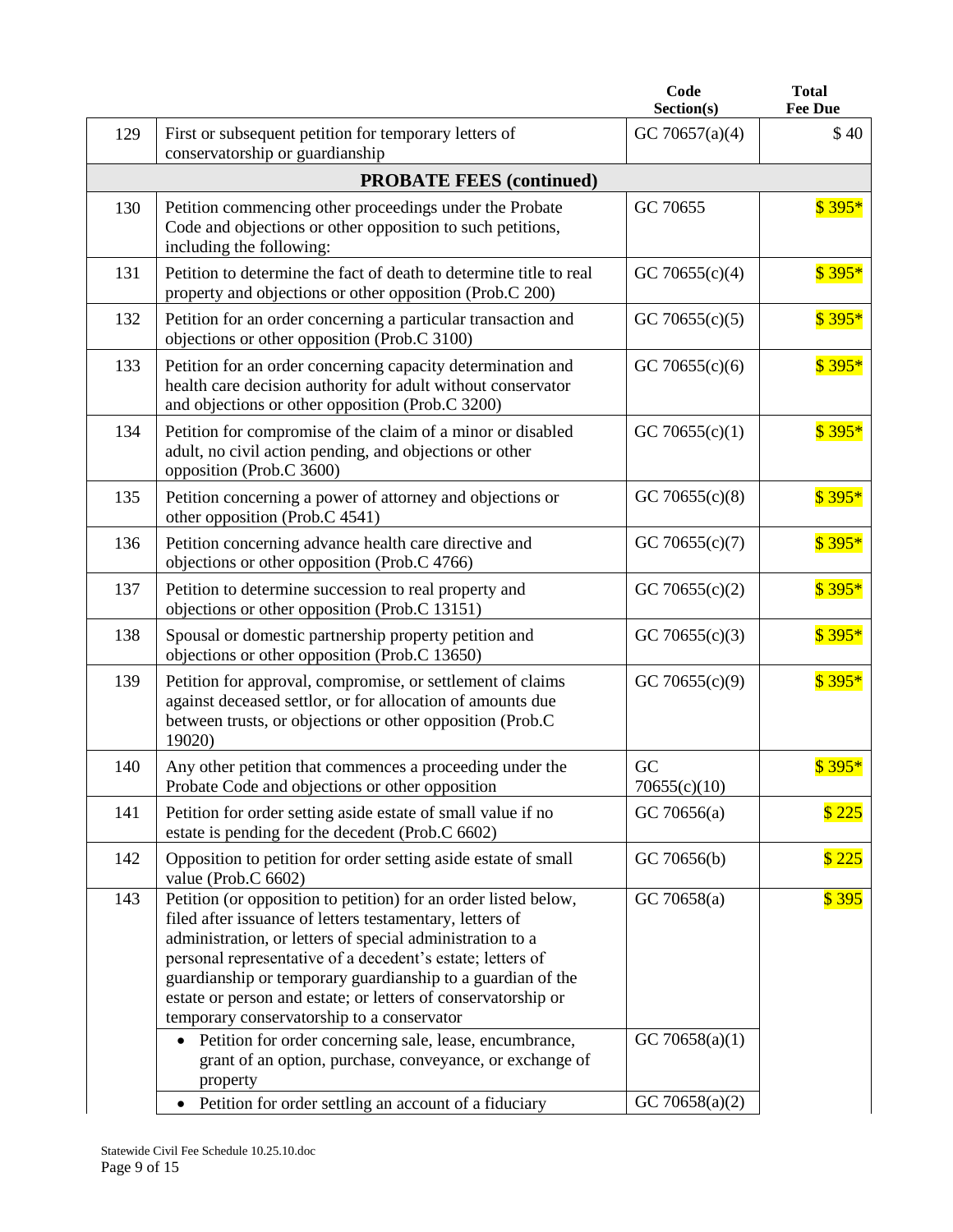| | | Code Section(s) | Total Fee Due |
|---|---|---|---|
| 129 | First or subsequent petition for temporary letters of conservatorship or guardianship | GC 70657(a)(4) | $ 40 |
| | **PROBATE FEES (continued)** | | |
| 130 | Petition commencing other proceedings under the Probate Code and objections or other opposition to such petitions, including the following: | GC 70655 | $ 395* |
| 131 | Petition to determine the fact of death to determine title to real property and objections or other opposition (Prob.C 200) | GC 70655(c)(4) | $ 395* |
| 132 | Petition for an order concerning a particular transaction and objections or other opposition (Prob.C 3100) | GC 70655(c)(5) | $ 395* |
| 133 | Petition for an order concerning capacity determination and health care decision authority for adult without conservator and objections or other opposition (Prob.C 3200) | GC 70655(c)(6) | $ 395* |
| 134 | Petition for compromise of the claim of a minor or disabled adult, no civil action pending, and objections or other opposition (Prob.C 3600) | GC 70655(c)(1) | $ 395* |
| 135 | Petition concerning a power of attorney and objections or other opposition (Prob.C 4541) | GC 70655(c)(8) | $ 395* |
| 136 | Petition concerning advance health care directive and objections or other opposition (Prob.C 4766) | GC 70655(c)(7) | $ 395* |
| 137 | Petition to determine succession to real property and objections or other opposition (Prob.C 13151) | GC 70655(c)(2) | $ 395* |
| 138 | Spousal or domestic partnership property petition and objections or other opposition (Prob.C 13650) | GC 70655(c)(3) | $ 395* |
| 139 | Petition for approval, compromise, or settlement of claims against deceased settlor, or for allocation of amounts due between trusts, or objections or other opposition (Prob.C 19020) | GC 70655(c)(9) | $ 395* |
| 140 | Any other petition that commences a proceeding under the Probate Code and objections or other opposition | GC 70655(c)(10) | $ 395* |
| 141 | Petition for order setting aside estate of small value if no estate is pending for the decedent (Prob.C 6602) | GC 70656(a) | $ 225 |
| 142 | Opposition to petition for order setting aside estate of small value (Prob.C 6602) | GC 70656(b) | $ 225 |
| 143 | Petition (or opposition to petition) for an order listed below, filed after issuance of letters testamentary, letters of administration, or letters of special administration to a personal representative of a decedent's estate; letters of guardianship or temporary guardianship to a guardian of the estate or person and estate; or letters of conservatorship or temporary conservatorship to a conservator | GC 70658(a) | $ 395 |
| | • Petition for order concerning sale, lease, encumbrance, grant of an option, purchase, conveyance, or exchange of property | GC 70658(a)(1) | |
| | • Petition for order settling an account of a fiduciary | GC 70658(a)(2) | |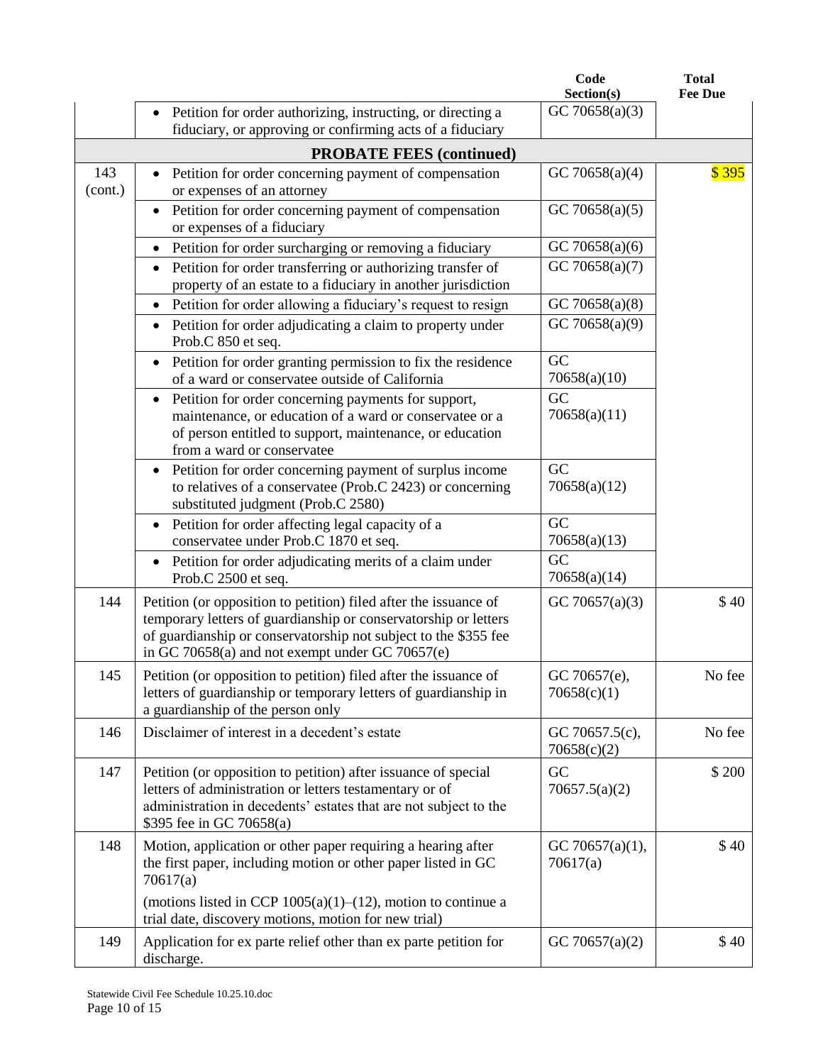| | | Code Section(s) | Total Fee Due |
|---|---|---|---|
| | • Petition for order authorizing, instructing, or directing a fiduciary, or approving or confirming acts of a fiduciary | GC 70658(a)(3) | |
| | **PROBATE FEES (continued)** | | |
| 143 (cont.) | • Petition for order concerning payment of compensation or expenses of an attorney | GC 70658(a)(4) | $ 395 |
| | • Petition for order concerning payment of compensation or expenses of a fiduciary | GC 70658(a)(5) | |
| | • Petition for order surcharging or removing a fiduciary | GC 70658(a)(6) | |
| | • Petition for order transferring or authorizing transfer of property of an estate to a fiduciary in another jurisdiction | GC 70658(a)(7) | |
| | • Petition for order allowing a fiduciary's request to resign | GC 70658(a)(8) | |
| | • Petition for order adjudicating a claim to property under Prob.C 850 et seq. | GC 70658(a)(9) | |
| | • Petition for order granting permission to fix the residence of a ward or conservatee outside of California | GC 70658(a)(10) | |
| | • Petition for order concerning payments for support, maintenance, or education of a ward or conservatee or a of person entitled to support, maintenance, or education from a ward or conservatee | GC 70658(a)(11) | |
| | • Petition for order concerning payment of surplus income to relatives of a conservatee (Prob.C 2423) or concerning substituted judgment (Prob.C 2580) | GC 70658(a)(12) | |
| | • Petition for order affecting legal capacity of a conservatee under Prob.C 1870 et seq. | GC 70658(a)(13) | |
| | • Petition for order adjudicating merits of a claim under Prob.C 2500 et seq. | GC 70658(a)(14) | |
| 144 | Petition (or opposition to petition) filed after the issuance of temporary letters of guardianship or conservatorship or letters of guardianship or conservatorship not subject to the $355 fee in GC 70658(a) and not exempt under GC 70657(e) | GC 70657(a)(3) | $ 40 |
| 145 | Petition (or opposition to petition) filed after the issuance of letters of guardianship or temporary letters of guardianship in a guardianship of the person only | GC 70657(e), 70658(c)(1) | No fee |
| 146 | Disclaimer of interest in a decedent's estate | GC 70657.5(c), 70658(c)(2) | No fee |
| 147 | Petition (or opposition to petition) after issuance of special letters of administration or letters testamentary or of administration in decedents' estates that are not subject to the $395 fee in GC 70658(a) | GC 70657.5(a)(2) | $ 200 |
| 148 | Motion, application or other paper requiring a hearing after the first paper, including motion or other paper listed in GC 70617(a)<br><br>(motions listed in CCP 1005(a)(1)–(12), motion to continue a trial date, discovery motions, motion for new trial) | GC 70657(a)(1), 70617(a) | $ 40 |
| 149 | Application for ex parte relief other than ex parte petition for discharge. | GC 70657(a)(2) | $ 40 |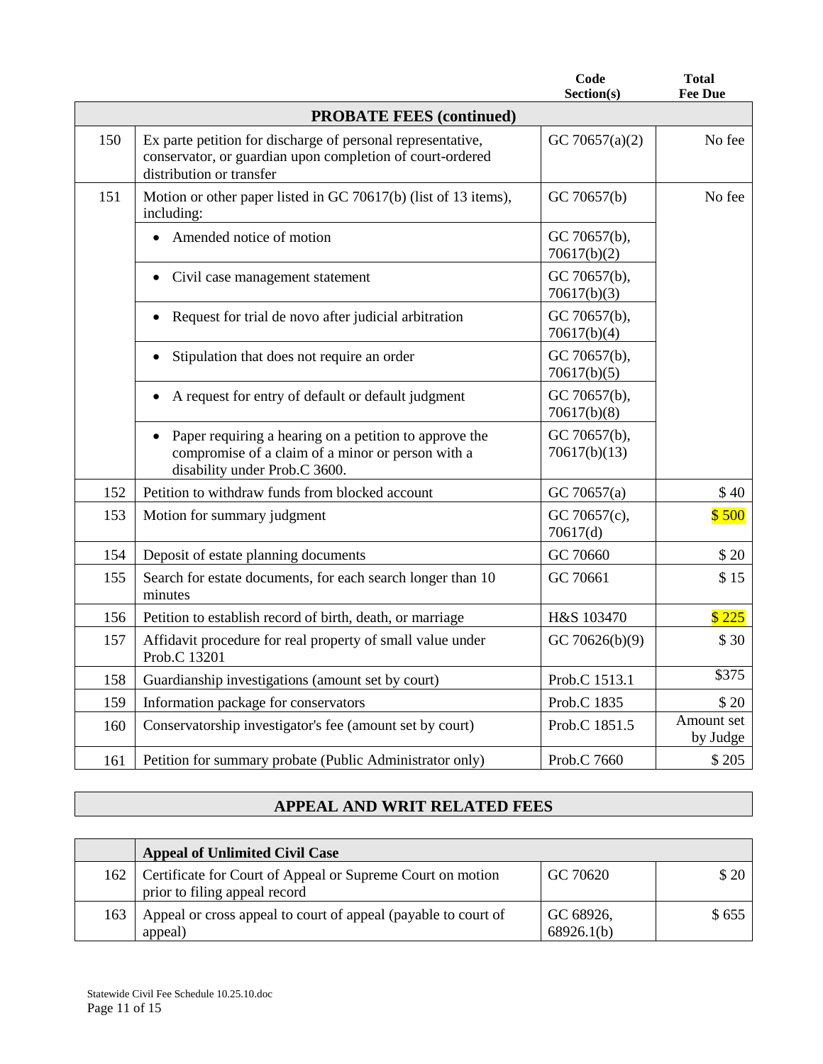| | | Code Section(s) | Total Fee Due |
|---|---|---|---|
| | **PROBATE FEES (continued)** | | |
| 150 | Ex parte petition for discharge of personal representative, conservator, or guardian upon completion of court-ordered distribution or transfer | GC 70657(a)(2) | No fee |
| 151 | Motion or other paper listed in GC 70617(b) (list of 13 items), including: | GC 70657(b) | No fee |
| | • Amended notice of motion | GC 70657(b), 70617(b)(2) | |
| | • Civil case management statement | GC 70657(b), 70617(b)(3) | |
| | • Request for trial de novo after judicial arbitration | GC 70657(b), 70617(b)(4) | |
| | • Stipulation that does not require an order | GC 70657(b), 70617(b)(5) | |
| | • A request for entry of default or default judgment | GC 70657(b), 70617(b)(8) | |
| | • Paper requiring a hearing on a petition to approve the compromise of a claim of a minor or person with a disability under Prob.C 3600. | GC 70657(b), 70617(b)(13) | |
| 152 | Petition to withdraw funds from blocked account | GC 70657(a) | $ 40 |
| 153 | Motion for summary judgment | GC 70657(c), 70617(d) | $ 500 |
| 154 | Deposit of estate planning documents | GC 70660 | $ 20 |
| 155 | Search for estate documents, for each search longer than 10 minutes | GC 70661 | $ 15 |
| 156 | Petition to establish record of birth, death, or marriage | H&S 103470 | $ 225 |
| 157 | Affidavit procedure for real property of small value under Prob.C 13201 | GC 70626(b)(9) | $ 30 |
| 158 | Guardianship investigations (amount set by court) | Prob.C 1513.1 | $375 |
| 159 | Information package for conservators | Prob.C 1835 | $ 20 |
| 160 | Conservatorship investigator's fee (amount set by court) | Prob.C 1851.5 | Amount set by Judge |
| 161 | Petition for summary probate (Public Administrator only) | Prob.C 7660 | $ 205 |

## APPEAL AND WRIT RELATED FEES

| | **Appeal of Unlimited Civil Case** | | |
|---|---|---|---|
| 162 | Certificate for Court of Appeal or Supreme Court on motion prior to filing appeal record | GC 70620 | $ 20 |
| 163 | Appeal or cross appeal to court of appeal (payable to court of appeal) | GC 68926, 68926.1(b) | $ 655 |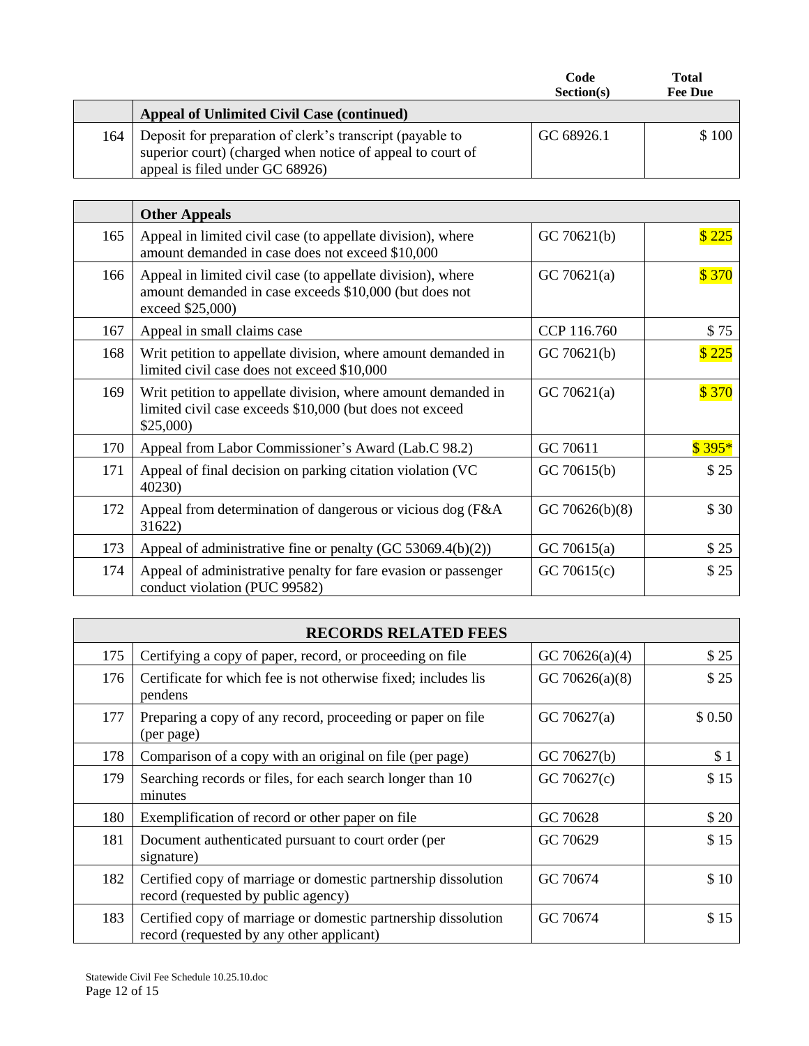| | | Code Section(s) | Total Fee Due |
|---|---|---|---|
| | **Appeal of Unlimited Civil Case (continued)** | | |
| 164 | Deposit for preparation of clerk's transcript (payable to superior court) (charged when notice of appeal to court of appeal is filed under GC 68926) | GC 68926.1 | $ 100 |

| | **Other Appeals** | | |
|---|---|---|---|
| 165 | Appeal in limited civil case (to appellate division), where amount demanded in case does not exceed $10,000 | GC 70621(b) | $ 225 |
| 166 | Appeal in limited civil case (to appellate division), where amount demanded in case exceeds $10,000 (but does not exceed $25,000) | GC 70621(a) | $ 370 |
| 167 | Appeal in small claims case | CCP 116.760 | $ 75 |
| 168 | Writ petition to appellate division, where amount demanded in limited civil case does not exceed $10,000 | GC 70621(b) | $ 225 |
| 169 | Writ petition to appellate division, where amount demanded in limited civil case exceeds $10,000 (but does not exceed $25,000) | GC 70621(a) | $ 370 |
| 170 | Appeal from Labor Commissioner's Award (Lab.C 98.2) | GC 70611 | $ 395* |
| 171 | Appeal of final decision on parking citation violation (VC 40230) | GC 70615(b) | $ 25 |
| 172 | Appeal from determination of dangerous or vicious dog (F&A 31622) | GC 70626(b)(8) | $ 30 |
| 173 | Appeal of administrative fine or penalty (GC 53069.4(b)(2)) | GC 70615(a) | $ 25 |
| 174 | Appeal of administrative penalty for fare evasion or passenger conduct violation (PUC 99582) | GC 70615(c) | $ 25 |

| | **RECORDS RELATED FEES** | | |
|---|---|---|---|
| 175 | Certifying a copy of paper, record, or proceeding on file | GC 70626(a)(4) | $ 25 |
| 176 | Certificate for which fee is not otherwise fixed; includes lis pendens | GC 70626(a)(8) | $ 25 |
| 177 | Preparing a copy of any record, proceeding or paper on file (per page) | GC 70627(a) | $ 0.50 |
| 178 | Comparison of a copy with an original on file (per page) | GC 70627(b) | $ 1 |
| 179 | Searching records or files, for each search longer than 10 minutes | GC 70627(c) | $ 15 |
| 180 | Exemplification of record or other paper on file | GC 70628 | $ 20 |
| 181 | Document authenticated pursuant to court order (per signature) | GC 70629 | $ 15 |
| 182 | Certified copy of marriage or domestic partnership dissolution record (requested by public agency) | GC 70674 | $ 10 |
| 183 | Certified copy of marriage or domestic partnership dissolution record (requested by any other applicant) | GC 70674 | $ 15 |

Statewide Civil Fee Schedule 10.25.10.doc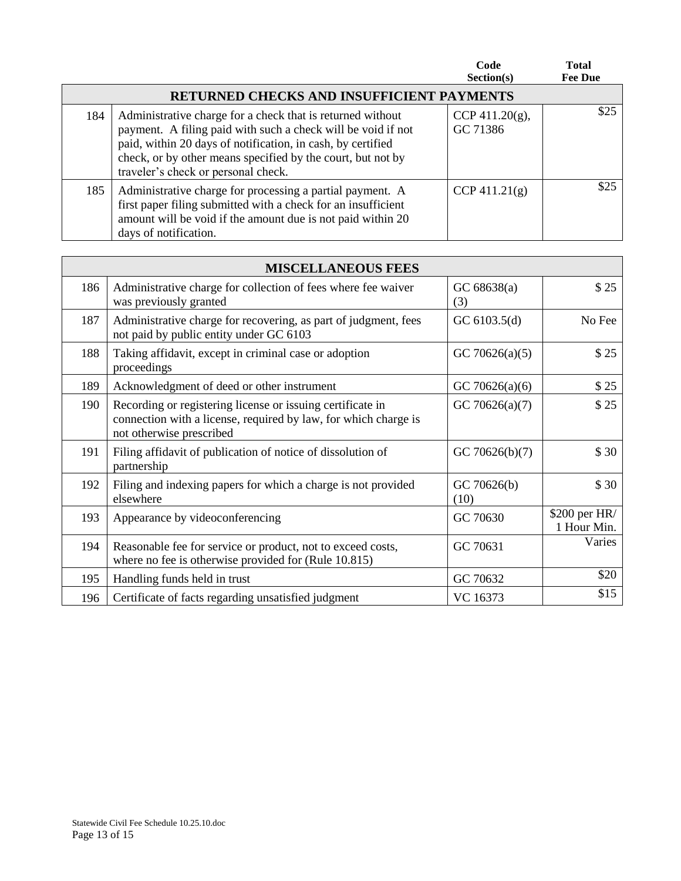| | | Code Section(s) | Total Fee Due |
|---|---|---|---|
| **RETURNED CHECKS AND INSUFFICIENT PAYMENTS** | | | |
| 184 | Administrative charge for a check that is returned without payment. A filing paid with such a check will be void if not paid, within 20 days of notification, in cash, by certified check, or by other means specified by the court, but not by traveler's check or personal check. | CCP 411.20(g), GC 71386 | $25 |
| 185 | Administrative charge for processing a partial payment. A first paper filing submitted with a check for an insufficient amount will be void if the amount due is not paid within 20 days of notification. | CCP 411.21(g) | $25 |

| **MISCELLANEOUS FEES** | | | |
|---|---|---|---|
| 186 | Administrative charge for collection of fees where fee waiver was previously granted | GC 68638(a)(3) | $ 25 |
| 187 | Administrative charge for recovering, as part of judgment, fees not paid by public entity under GC 6103 | GC 6103.5(d) | No Fee |
| 188 | Taking affidavit, except in criminal case or adoption proceedings | GC 70626(a)(5) | $ 25 |
| 189 | Acknowledgment of deed or other instrument | GC 70626(a)(6) | $ 25 |
| 190 | Recording or registering license or issuing certificate in connection with a license, required by law, for which charge is not otherwise prescribed | GC 70626(a)(7) | $ 25 |
| 191 | Filing affidavit of publication of notice of dissolution of partnership | GC 70626(b)(7) | $ 30 |
| 192 | Filing and indexing papers for which a charge is not provided elsewhere | GC 70626(b)(10) | $ 30 |
| 193 | Appearance by videoconferencing | GC 70630 | $200 per HR/ 1 Hour Min. |
| 194 | Reasonable fee for service or product, not to exceed costs, where no fee is otherwise provided for (Rule 10.815) | GC 70631 | Varies |
| 195 | Handling funds held in trust | GC 70632 | $20 |
| 196 | Certificate of facts regarding unsatisfied judgment | VC 16373 | $15 |

Statewide Civil Fee Schedule 10.25.10.doc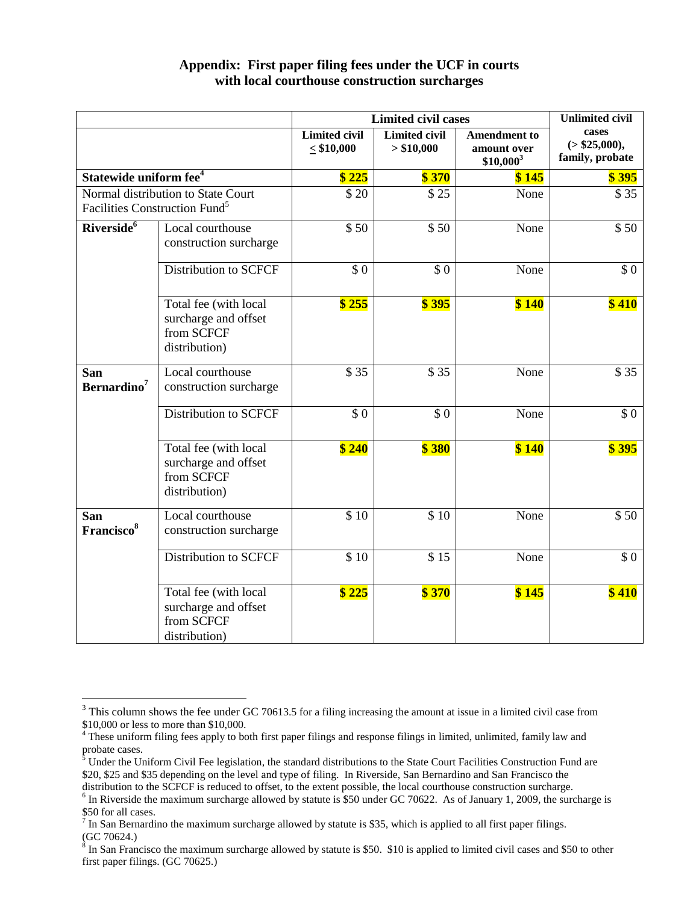## Appendix: First paper filing fees under the UCF in courts with local courthouse construction surcharges

| | | Limited civil cases | | | Unlimited civil cases |
|---|---|---|---|---|---|
| | | Limited civil ≤ $10,000 | Limited civil > $10,000 | Amendment to amount over $10,000[3] | (> $25,000), family, probate |
| **Statewide uniform fee[4]** | | **$ 225** | **$ 370** | **$ 145** | **$ 395** |
| Normal distribution to State Court Facilities Construction Fund[5] | | $ 20 | $ 25 | None | $ 35 |
| **Riverside[6]** | Local courthouse construction surcharge | $ 50 | $ 50 | None | $ 50 |
| | Distribution to SCFCF | $ 0 | $ 0 | None | $ 0 |
| | Total fee (with local surcharge and offset from SCFCF distribution) | **$ 255** | **$ 395** | **$ 140** | **$ 410** |
| **San Bernardino[7]** | Local courthouse construction surcharge | $ 35 | $ 35 | None | $ 35 |
| | Distribution to SCFCF | $ 0 | $ 0 | None | $ 0 |
| | Total fee (with local surcharge and offset from SCFCF distribution) | **$ 240** | **$ 380** | **$ 140** | **$ 395** |
| **San Francisco[8]** | Local courthouse construction surcharge | $ 10 | $ 10 | None | $ 50 |
| | Distribution to SCFCF | $ 10 | $ 15 | None | $ 0 |
| | Total fee (with local surcharge and offset from SCFCF distribution) | **$ 225** | **$ 370** | **$ 145** | **$ 410** |

[3] This column shows the fee under GC 70613.5 for a filing increasing the amount at issue in a limited civil case from $10,000 or less to more than $10,000.

[4] These uniform filing fees apply to both first paper filings and response filings in limited, unlimited, family law and probate cases.

[5] Under the Uniform Civil Fee legislation, the standard distributions to the State Court Facilities Construction Fund are $20, $25 and $35 depending on the level and type of filing. In Riverside, San Bernardino and San Francisco the distribution to the SCFCF is reduced to offset, to the extent possible, the local courthouse construction surcharge.

[6] In Riverside the maximum surcharge allowed by statute is $50 under GC 70622. As of January 1, 2009, the surcharge is $50 for all cases.

[7] In San Bernardino the maximum surcharge allowed by statute is $35, which is applied to all first paper filings. (GC 70624.)

[8] In San Francisco the maximum surcharge allowed by statute is $50. $10 is applied to limited civil cases and $50 to other first paper filings. (GC 70625.)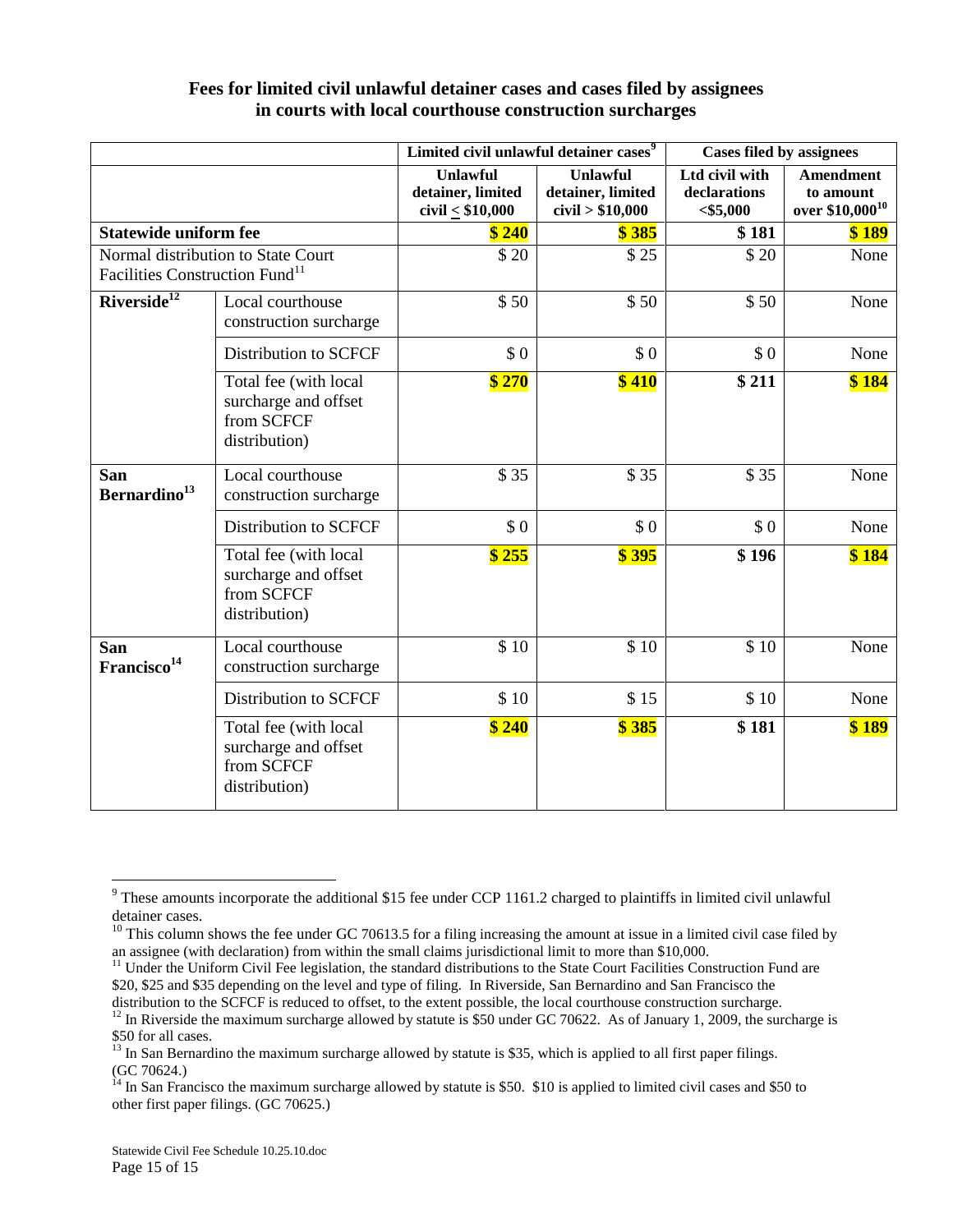## Fees for limited civil unlawful detainer cases and cases filed by assignees in courts with local courthouse construction surcharges

| | | Limited civil unlawful detainer cases[9] | | Cases filed by assignees | |
|---|---|---|---|---|---|
| | | Unlawful detainer, limited civil ≤ $10,000 | Unlawful detainer, limited civil > $10,000 | Ltd civil with declarations <$5,000 | Amendment to amount over $10,000[10] |
| **Statewide uniform fee** | | **$ 240** | **$ 385** | **$ 181** | **$ 189** |
| Normal distribution to State Court Facilities Construction Fund[11] | | $ 20 | $ 25 | $ 20 | None |
| **Riverside[12]** | Local courthouse construction surcharge | $ 50 | $ 50 | $ 50 | None |
| | Distribution to SCFCF | $ 0 | $ 0 | $ 0 | None |
| | Total fee (with local surcharge and offset from SCFCF distribution) | **$ 270** | **$ 410** | **$ 211** | **$ 184** |
| **San Bernardino[13]** | Local courthouse construction surcharge | $ 35 | $ 35 | $ 35 | None |
| | Distribution to SCFCF | $ 0 | $ 0 | $ 0 | None |
| | Total fee (with local surcharge and offset from SCFCF distribution) | **$ 255** | **$ 395** | **$ 196** | **$ 184** |
| **San Francisco[14]** | Local courthouse construction surcharge | $ 10 | $ 10 | $ 10 | None |
| | Distribution to SCFCF | $ 10 | $ 15 | $ 10 | None |
| | Total fee (with local surcharge and offset from SCFCF distribution) | **$ 240** | **$ 385** | **$ 181** | **$ 189** |

[9] These amounts incorporate the additional $15 fee under CCP 1161.2 charged to plaintiffs in limited civil unlawful detainer cases.

[10] This column shows the fee under GC 70613.5 for a filing increasing the amount at issue in a limited civil case filed by an assignee (with declaration) from within the small claims jurisdictional limit to more than $10,000.

[11] Under the Uniform Civil Fee legislation, the standard distributions to the State Court Facilities Construction Fund are $20, $25 and $35 depending on the level and type of filing. In Riverside, San Bernardino and San Francisco the distribution to the SCFCF is reduced to offset, to the extent possible, the local courthouse construction surcharge.

[12] In Riverside the maximum surcharge allowed by statute is $50 under GC 70622. As of January 1, 2009, the surcharge is $50 for all cases.

[13] In San Bernardino the maximum surcharge allowed by statute is $35, which is applied to all first paper filings. (GC 70624.)

[14] In San Francisco the maximum surcharge allowed by statute is $50. $10 is applied to limited civil cases and $50 to other first paper filings. (GC 70625.)

Statewide Civil Fee Schedule 10.25.10.doc